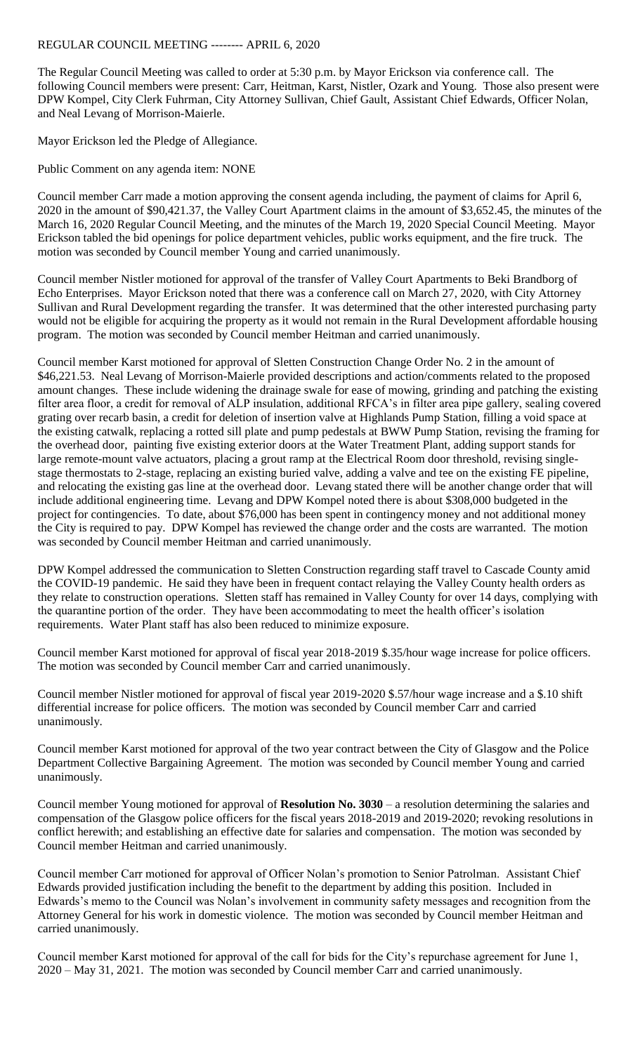REGULAR COUNCIL MEETING -------- APRIL 6, 2020

The Regular Council Meeting was called to order at 5:30 p.m. by Mayor Erickson via conference call. The following Council members were present: Carr, Heitman, Karst, Nistler, Ozark and Young. Those also present were DPW Kompel, City Clerk Fuhrman, City Attorney Sullivan, Chief Gault, Assistant Chief Edwards, Officer Nolan, and Neal Levang of Morrison-Maierle.

Mayor Erickson led the Pledge of Allegiance.

Public Comment on any agenda item: NONE

Council member Carr made a motion approving the consent agenda including, the payment of claims for April 6, 2020 in the amount of $90,421.37, the Valley Court Apartment claims in the amount of $3,652.45, the minutes of the March 16, 2020 Regular Council Meeting, and the minutes of the March 19, 2020 Special Council Meeting. Mayor Erickson tabled the bid openings for police department vehicles, public works equipment, and the fire truck. The motion was seconded by Council member Young and carried unanimously.

Council member Nistler motioned for approval of the transfer of Valley Court Apartments to Beki Brandborg of Echo Enterprises. Mayor Erickson noted that there was a conference call on March 27, 2020, with City Attorney Sullivan and Rural Development regarding the transfer. It was determined that the other interested purchasing party would not be eligible for acquiring the property as it would not remain in the Rural Development affordable housing program. The motion was seconded by Council member Heitman and carried unanimously.

Council member Karst motioned for approval of Sletten Construction Change Order No. 2 in the amount of $46,221.53. Neal Levang of Morrison-Maierle provided descriptions and action/comments related to the proposed amount changes. These include widening the drainage swale for ease of mowing, grinding and patching the existing filter area floor, a credit for removal of ALP insulation, additional RFCA's in filter area pipe gallery, sealing covered grating over recarb basin, a credit for deletion of insertion valve at Highlands Pump Station, filling a void space at the existing catwalk, replacing a rotted sill plate and pump pedestals at BWW Pump Station, revising the framing for the overhead door, painting five existing exterior doors at the Water Treatment Plant, adding support stands for large remote-mount valve actuators, placing a grout ramp at the Electrical Room door threshold, revising single-stage thermostats to 2-stage, replacing an existing buried valve, adding a valve and tee on the existing FE pipeline, and relocating the existing gas line at the overhead door. Levang stated there will be another change order that will include additional engineering time. Levang and DPW Kompel noted there is about $308,000 budgeted in the project for contingencies. To date, about $76,000 has been spent in contingency money and not additional money the City is required to pay. DPW Kompel has reviewed the change order and the costs are warranted. The motion was seconded by Council member Heitman and carried unanimously.

DPW Kompel addressed the communication to Sletten Construction regarding staff travel to Cascade County amid the COVID-19 pandemic. He said they have been in frequent contact relaying the Valley County health orders as they relate to construction operations. Sletten staff has remained in Valley County for over 14 days, complying with the quarantine portion of the order. They have been accommodating to meet the health officer's isolation requirements. Water Plant staff has also been reduced to minimize exposure.

Council member Karst motioned for approval of fiscal year 2018-2019 $.35/hour wage increase for police officers. The motion was seconded by Council member Carr and carried unanimously.

Council member Nistler motioned for approval of fiscal year 2019-2020 $.57/hour wage increase and a $.10 shift differential increase for police officers. The motion was seconded by Council member Carr and carried unanimously.

Council member Karst motioned for approval of the two year contract between the City of Glasgow and the Police Department Collective Bargaining Agreement. The motion was seconded by Council member Young and carried unanimously.

Council member Young motioned for approval of **Resolution No. 3030** – a resolution determining the salaries and compensation of the Glasgow police officers for the fiscal years 2018-2019 and 2019-2020; revoking resolutions in conflict herewith; and establishing an effective date for salaries and compensation. The motion was seconded by Council member Heitman and carried unanimously.

Council member Carr motioned for approval of Officer Nolan's promotion to Senior Patrolman. Assistant Chief Edwards provided justification including the benefit to the department by adding this position. Included in Edwards's memo to the Council was Nolan's involvement in community safety messages and recognition from the Attorney General for his work in domestic violence. The motion was seconded by Council member Heitman and carried unanimously.

Council member Karst motioned for approval of the call for bids for the City's repurchase agreement for June 1, 2020 – May 31, 2021. The motion was seconded by Council member Carr and carried unanimously.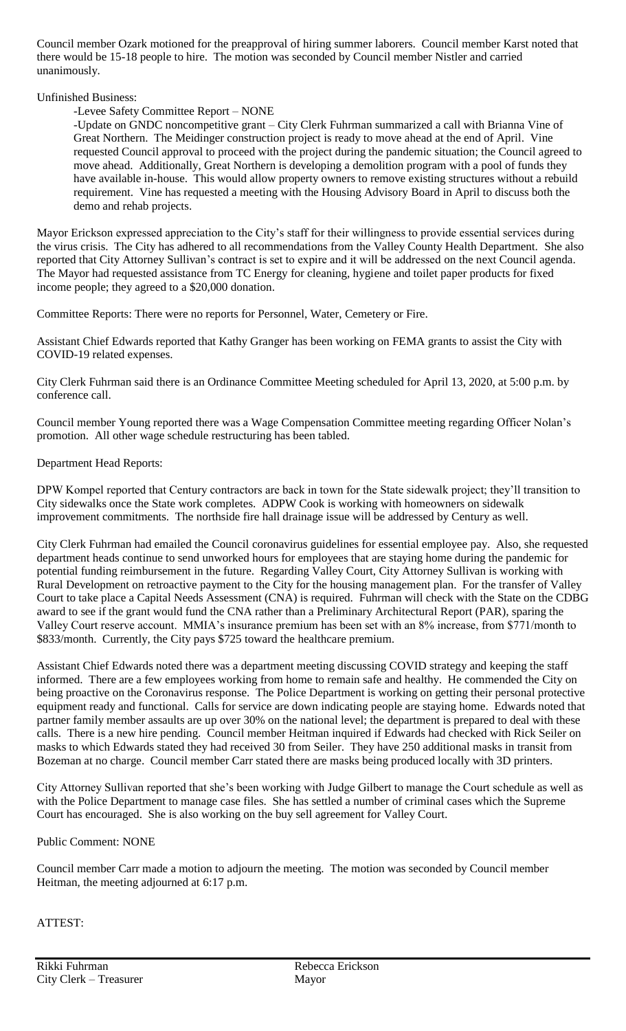Council member Ozark motioned for the preapproval of hiring summer laborers. Council member Karst noted that there would be 15-18 people to hire. The motion was seconded by Council member Nistler and carried unanimously.

Unfinished Business:

- Levee Safety Committee Report – NONE
- Update on GNDC noncompetitive grant – City Clerk Fuhrman summarized a call with Brianna Vine of Great Northern. The Meidinger construction project is ready to move ahead at the end of April. Vine requested Council approval to proceed with the project during the pandemic situation; the Council agreed to move ahead. Additionally, Great Northern is developing a demolition program with a pool of funds they have available in-house. This would allow property owners to remove existing structures without a rebuild requirement. Vine has requested a meeting with the Housing Advisory Board in April to discuss both the demo and rehab projects.

Mayor Erickson expressed appreciation to the City's staff for their willingness to provide essential services during the virus crisis. The City has adhered to all recommendations from the Valley County Health Department. She also reported that City Attorney Sullivan's contract is set to expire and it will be addressed on the next Council agenda. The Mayor had requested assistance from TC Energy for cleaning, hygiene and toilet paper products for fixed income people; they agreed to a $20,000 donation.

Committee Reports: There were no reports for Personnel, Water, Cemetery or Fire.

Assistant Chief Edwards reported that Kathy Granger has been working on FEMA grants to assist the City with COVID-19 related expenses.

City Clerk Fuhrman said there is an Ordinance Committee Meeting scheduled for April 13, 2020, at 5:00 p.m. by conference call.

Council member Young reported there was a Wage Compensation Committee meeting regarding Officer Nolan's promotion. All other wage schedule restructuring has been tabled.

Department Head Reports:

DPW Kompel reported that Century contractors are back in town for the State sidewalk project; they'll transition to City sidewalks once the State work completes. ADPW Cook is working with homeowners on sidewalk improvement commitments. The northside fire hall drainage issue will be addressed by Century as well.

City Clerk Fuhrman had emailed the Council coronavirus guidelines for essential employee pay. Also, she requested department heads continue to send unworked hours for employees that are staying home during the pandemic for potential funding reimbursement in the future. Regarding Valley Court, City Attorney Sullivan is working with Rural Development on retroactive payment to the City for the housing management plan. For the transfer of Valley Court to take place a Capital Needs Assessment (CNA) is required. Fuhrman will check with the State on the CDBG award to see if the grant would fund the CNA rather than a Preliminary Architectural Report (PAR), sparing the Valley Court reserve account. MMIA's insurance premium has been set with an 8% increase, from $771/month to $833/month. Currently, the City pays $725 toward the healthcare premium.

Assistant Chief Edwards noted there was a department meeting discussing COVID strategy and keeping the staff informed. There are a few employees working from home to remain safe and healthy. He commended the City on being proactive on the Coronavirus response. The Police Department is working on getting their personal protective equipment ready and functional. Calls for service are down indicating people are staying home. Edwards noted that partner family member assaults are up over 30% on the national level; the department is prepared to deal with these calls. There is a new hire pending. Council member Heitman inquired if Edwards had checked with Rick Seiler on masks to which Edwards stated they had received 30 from Seiler. They have 250 additional masks in transit from Bozeman at no charge. Council member Carr stated there are masks being produced locally with 3D printers.

City Attorney Sullivan reported that she's been working with Judge Gilbert to manage the Court schedule as well as with the Police Department to manage case files. She has settled a number of criminal cases which the Supreme Court has encouraged. She is also working on the buy sell agreement for Valley Court.

Public Comment: NONE

Council member Carr made a motion to adjourn the meeting. The motion was seconded by Council member Heitman, the meeting adjourned at 6:17 p.m.

ATTEST:

| | |
|---|---|
| Rikki Fuhrman<br>City Clerk – Treasurer | Rebecca Erickson<br>Mayor |